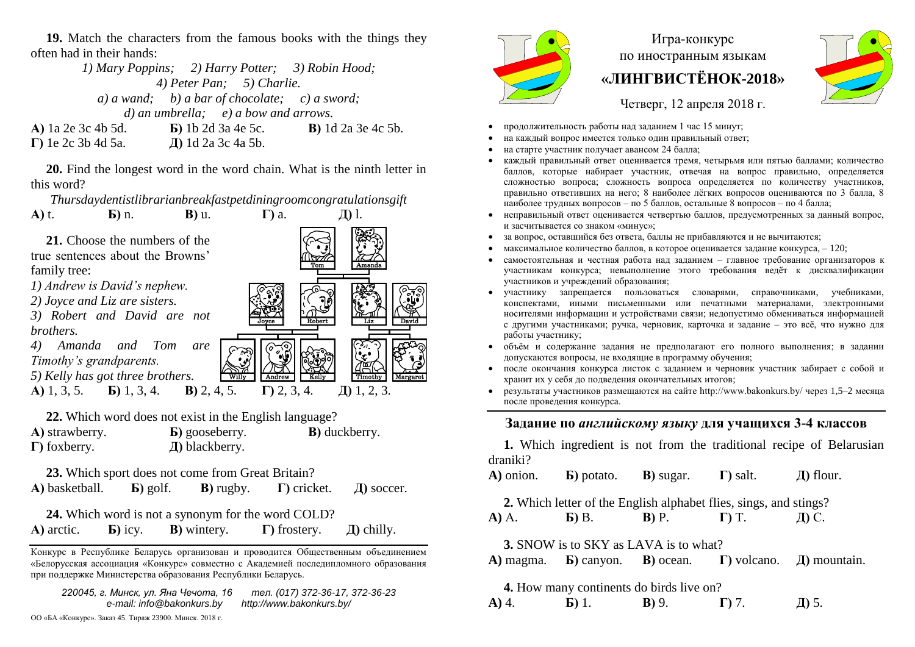**19.** Match the characters from the famous books with the things they often had in their hands:

*1) Mary Poppins; 2) Harry Potter; 3) Robin Hood; 4) Peter Pan; 5) Charlie.*

*a) a wand; b) a bar of chocolate; c) a sword; d) an umbrella; e) a bow and arrows.*

**А)** 1a 2e 3c 4b 5d. **Б)** 1b 2d 3a 4e 5c. **В)** 1d 2a 3e 4c 5b.
**Г)** 1e 2c 3b 4d 5a. **Д)** 1d 2a 3c 4a 5b.

**20.** Find the longest word in the word chain. What is the ninth letter in this word?

*Thursdaydentistlibrarianbreakfastpetdiningroomcongratulationsgift*

**А)** t. **Б)** n. **В)** u. **Г)** a. **Д)** l.

**21.** Choose the numbers of the true sentences about the Browns' family tree:

*1) Andrew is David's nephew.*
*2) Joyce and Liz are sisters.*
*3) Robert and David are not brothers.*
*4) Amanda and Tom are Timothy's grandparents.*
*5) Kelly has got three brothers.*

Tom, Amanda
Joyce, Robert, Liz, David
Willy, Andrew, Kelly, Timothy, Margaret

**А)** 1, 3, 5. **Б)** 1, 3, 4. **В)** 2, 4, 5. **Г)** 2, 3, 4. **Д)** 1, 2, 3.

**22.** Which word does not exist in the English language?

**А)** strawberry. **Б)** gooseberry. **В)** duckberry.
**Г)** foxberry. **Д)** blackberry.

**23.** Which sport does not come from Great Britain?

**А)** basketball. **Б)** golf. **В)** rugby. **Г)** cricket. **Д)** soccer.

**24.** Which word is not a synonym for the word COLD?

**А)** arctic. **Б)** icy. **В)** wintery. **Г)** frostery. **Д)** chilly.

Конкурс в Республике Беларусь организован и проводится Общественным объединением «Белорусская ассоциация «Конкурс» совместно с Академией последипломного образования при поддержке Министерства образования Республики Беларусь.

*220045, г. Минск, ул. Яна Чечота, 16 тел. (017) 372-36-17, 372-36-23*
*e-mail: info@bakonkurs.by http://www.bakonkurs.by/*

ОО «БА «Конкурс». Заказ 45. Тираж 23900. Минск. 2018 г.

# Игра-конкурс по иностранным языкам «ЛИНГВИСТЁНОК-2018»

Четверг, 12 апреля 2018 г.

- продолжительность работы над заданием 1 час 15 минут;
- на каждый вопрос имеется только один правильный ответ;
- на старте участник получает авансом 24 балла;
- каждый правильный ответ оценивается тремя, четырьмя или пятью баллами; количество баллов, которые набирает участник, отвечая на вопрос правильно, определяется сложностью вопроса; сложность вопроса определяется по количеству участников, правильно ответивших на него; 8 наиболее лёгких вопросов оцениваются по 3 балла, 8 наиболее трудных вопросов – по 5 баллов, остальные 8 вопросов – по 4 балла;
- неправильный ответ оценивается четвертью баллов, предусмотренных за данный вопрос, и засчитывается со знаком «минус»;
- за вопрос, оставшийся без ответа, баллы не прибавляются и не вычитаются;
- максимальное количество баллов, в которое оценивается задание конкурса, – 120;
- самостоятельная и честная работа над заданием – главное требование организаторов к участникам конкурса; невыполнение этого требования ведёт к дисквалификации участников и учреждений образования;
- участнику запрещается пользоваться словарями, справочниками, учебниками, конспектами, иными письменными или печатными материалами, электронными носителями информации и устройствами связи; недопустимо обмениваться информацией с другими участниками; ручка, черновик, карточка и задание – это всё, что нужно для работы участнику;
- объём и содержание задания не предполагают его полного выполнения; в задании допускаются вопросы, не входящие в программу обучения;
- после окончания конкурса листок с заданием и черновик участник забирает с собой и хранит их у себя до подведения окончательных итогов;
- результаты участников размещаются на сайте http://www.bakonkurs.by/ через 1,5–2 месяца после проведения конкурса.

## Задание по *английскому языку* для учащихся 3-4 классов

**1.** Which ingredient is not from the traditional recipe of Belarusian draniki?

**А)** onion. **Б)** potato. **В)** sugar. **Г)** salt. **Д)** flour.

**2.** Which letter of the English alphabet flies, sings, and stings?

**А)** A. **Б)** B. **В)** P. **Г)** T. **Д)** C.

**3.** SNOW is to SKY as LAVA is to what?

**А)** magma. **Б)** canyon. **В)** ocean. **Г)** volcano. **Д)** mountain.

**4.** How many continents do birds live on?

**А)** 4. **Б)** 1. **В)** 9. **Г)** 7. **Д)** 5.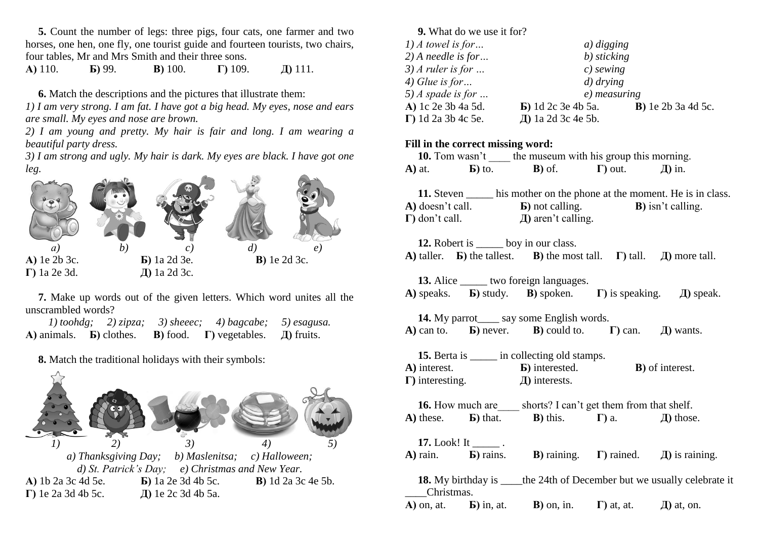**5.** Count the number of legs: three pigs, four cats, one farmer and two horses, one hen, one fly, one tourist guide and fourteen tourists, two chairs, four tables, Mr and Mrs Smith and their three sons.

**А)** 110. **Б)** 99. **В)** 100. **Г)** 109. **Д)** 111.

**6.** Match the descriptions and the pictures that illustrate them:

*1) I am very strong. I am fat. I have got a big head. My eyes, nose and ears are small. My eyes and nose are brown.*

*2) I am young and pretty. My hair is fair and long. I am wearing a beautiful party dress.*

*3) I am strong and ugly. My hair is dark. My eyes are black. I have got one leg.*

*a)* *b)* *c)* *d)* *e)*

**А)** 1e 2b 3c. **Б)** 1a 2d 3e. **В)** 1e 2d 3c.
**Г)** 1a 2e 3d. **Д)** 1a 2d 3c.

**7.** Make up words out of the given letters. Which word unites all the unscrambled words?

*1) toohdg; 2) zipza; 3) sheeec; 4) bagcabe; 5) esagusa.*

**А)** animals. **Б)** clothes. **В)** food. **Г)** vegetables. **Д)** fruits.

**8.** Match the traditional holidays with their symbols:

1) 2) 3) 4) 5)

*a) Thanksgiving Day; b) Maslenitsa; c) Halloween; d) St. Patrick's Day; e) Christmas and New Year.*

**А)** 1b 2a 3c 4d 5e. **Б)** 1a 2e 3d 4b 5c. **В)** 1d 2a 3c 4e 5b.
**Г)** 1e 2a 3d 4b 5c. **Д)** 1e 2c 3d 4b 5a.

**9.** What do we use it for?

*1) A towel is for…* *a) digging*
*2) A needle is for…* *b) sticking*
*3) A ruler is for …* *c) sewing*
*4) Glue is for…* *d) drying*
*5) A spade is for …* *e) measuring*

**А)** 1c 2e 3b 4a 5d. **Б)** 1d 2c 3e 4b 5a. **В)** 1e 2b 3a 4d 5c.
**Г)** 1d 2a 3b 4c 5e. **Д)** 1a 2d 3c 4e 5b.

**Fill in the correct missing word:**

**10.** Tom wasn't ____ the museum with his group this morning.

**А)** at. **Б)** to. **В)** of. **Г)** out. **Д)** in.

**11.** Steven _____ his mother on the phone at the moment. He is in class.

**А)** doesn't call. **Б)** not calling. **В)** isn't calling.
**Г)** don't call. **Д)** aren't calling.

**12.** Robert is _____ boy in our class.

**А)** taller. **Б)** the tallest. **В)** the most tall. **Г)** tall. **Д)** more tall.

**13.** Alice _____ two foreign languages.

**А)** speaks. **Б)** study. **В)** spoken. **Г)** is speaking. **Д)** speak.

**14.** My parrot____ say some English words.

**А)** can to. **Б)** never. **В)** could to. **Г)** can. **Д)** wants.

**15.** Berta is _____ in collecting old stamps.

**А)** interest. **Б)** interested. **В)** of interest.
**Г)** interesting. **Д)** interests.

**16.** How much are____ shorts? I can't get them from that shelf.

**А)** these. **Б)** that. **В)** this. **Г)** a. **Д)** those.

**17.** Look! It _____ .

**А)** rain. **Б)** rains. **В)** raining. **Г)** rained. **Д)** is raining.

**18.** My birthday is ____the 24th of December but we usually celebrate it ____Christmas.

**А)** on, at. **Б)** in, at. **В)** on, in. **Г)** at, at. **Д)** at, on.